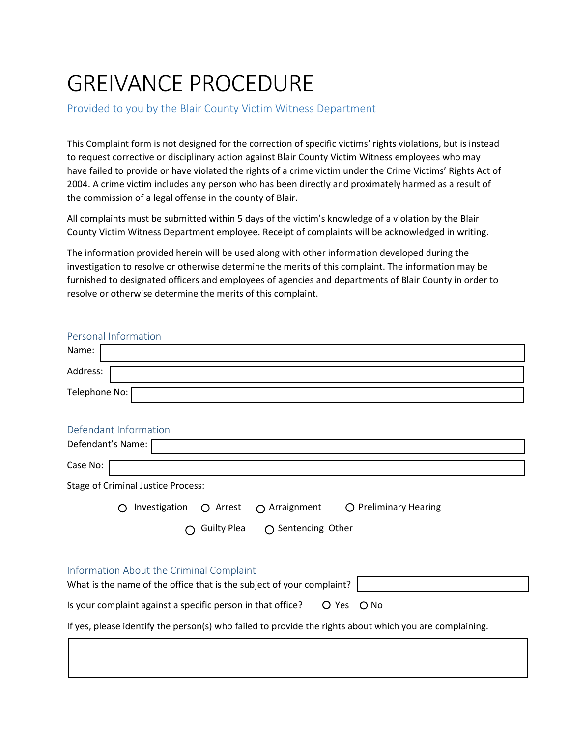# GREIVANCE PROCEDURE

Provided to you by the Blair County Victim Witness Department

This Complaint form is not designed for the correction of specific victims' rights violations, but is instead to request corrective or disciplinary action against Blair County Victim Witness employees who may have failed to provide or have violated the rights of a crime victim under the Crime Victims' Rights Act of 2004. A crime victim includes any person who has been directly and proximately harmed as a result of the commission of a legal offense in the county of Blair.

All complaints must be submitted within 5 days of the victim's knowledge of a violation by the Blair County Victim Witness Department employee. Receipt of complaints will be acknowledged in writing.

The information provided herein will be used along with other information developed during the investigation to resolve or otherwise determine the merits of this complaint. The information may be furnished to designated officers and employees of agencies and departments of Blair County in order to resolve or otherwise determine the merits of this complaint.

## Personal Information

Name: ______________________

Address: ______________________

Telephone No: ______________________

## Defendant Information

Defendant's Name: ______________________

Case No: ______________________

Stage of Criminal Justice Process:

○ Investigation ○ Arrest ○ Arraignment ○ Preliminary Hearing

○ Guilty Plea ○ Sentencing Other

## Information About the Criminal Complaint

What is the name of the office that is the subject of your complaint? ______________________

Is your complaint against a specific person in that office? ○ Yes ○ No

If yes, please identify the person(s) who failed to provide the rights about which you are complaining.

______________________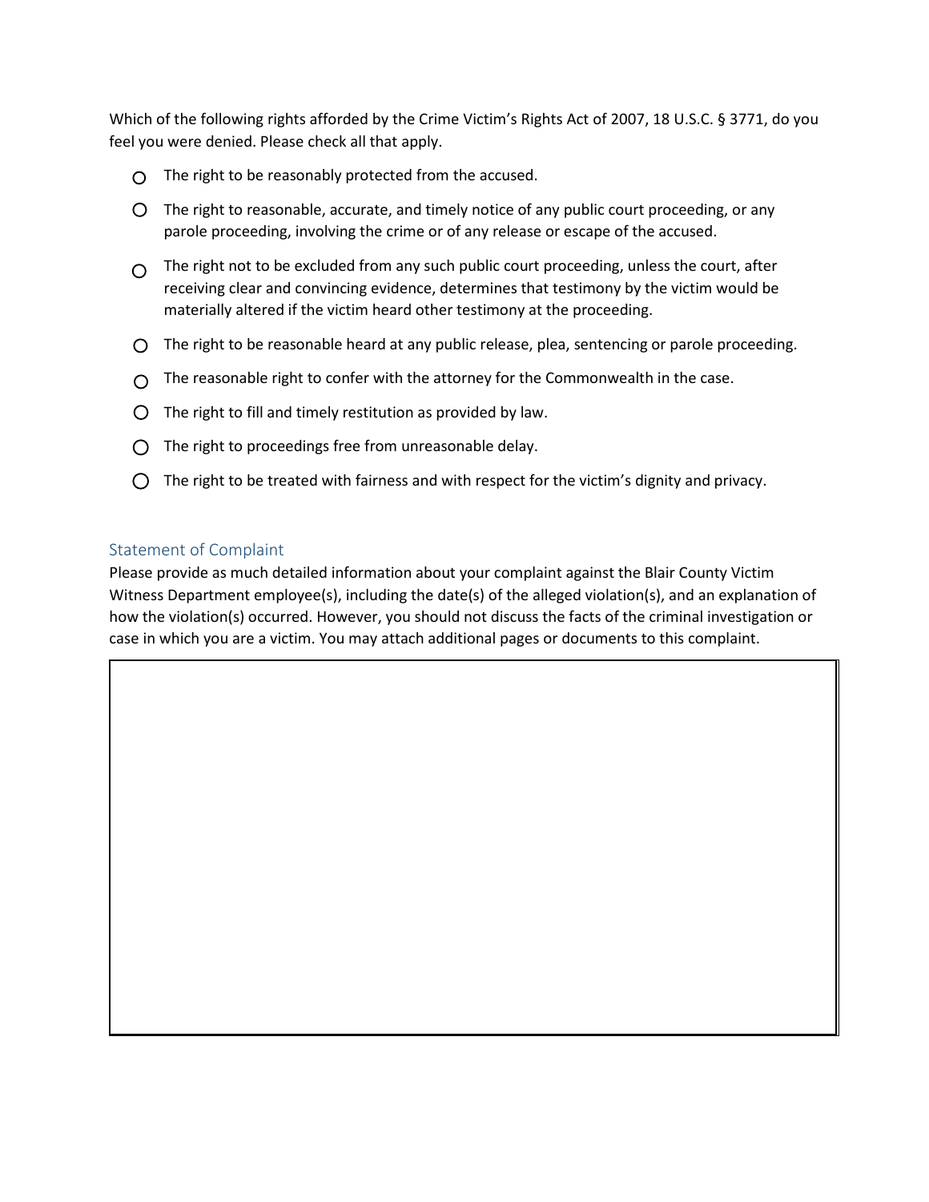Which of the following rights afforded by the Crime Victim's Rights Act of 2007, 18 U.S.C. § 3771, do you feel you were denied. Please check all that apply.

- ○ The right to be reasonably protected from the accused.
- ○ The right to reasonable, accurate, and timely notice of any public court proceeding, or any parole proceeding, involving the crime or of any release or escape of the accused.
- ○ The right not to be excluded from any such public court proceeding, unless the court, after receiving clear and convincing evidence, determines that testimony by the victim would be materially altered if the victim heard other testimony at the proceeding.
- ○ The right to be reasonable heard at any public release, plea, sentencing or parole proceeding.
- ○ The reasonable right to confer with the attorney for the Commonwealth in the case.
- ○ The right to fill and timely restitution as provided by law.
- ○ The right to proceedings free from unreasonable delay.
- ○ The right to be treated with fairness and with respect for the victim's dignity and privacy.

## Statement of Complaint

Please provide as much detailed information about your complaint against the Blair County Victim Witness Department employee(s), including the date(s) of the alleged violation(s), and an explanation of how the violation(s) occurred. However, you should not discuss the facts of the criminal investigation or case in which you are a victim. You may attach additional pages or documents to this complaint.